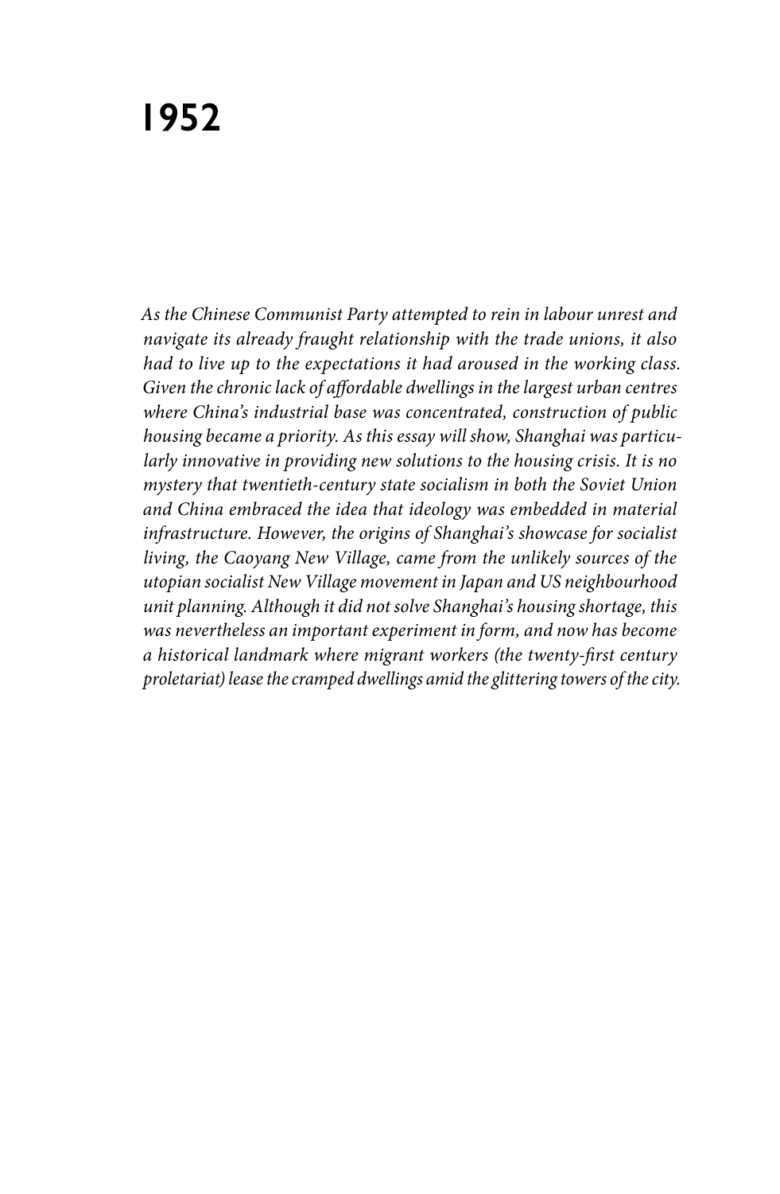# 1952

*As the Chinese Communist Party attempted to rein in labour unrest and navigate its already fraught relationship with the trade unions, it also had to live up to the expectations it had aroused in the working class. Given the chronic lack of affordable dwellings in the largest urban centres where China's industrial base was concentrated, construction of public housing became a priority. As this essay will show, Shanghai was particularly innovative in providing new solutions to the housing crisis. It is no mystery that twentieth-century state socialism in both the Soviet Union and China embraced the idea that ideology was embedded in material infrastructure. However, the origins of Shanghai's showcase for socialist living, the Caoyang New Village, came from the unlikely sources of the utopian socialist New Village movement in Japan and US neighbourhood unit planning. Although it did not solve Shanghai's housing shortage, this was nevertheless an important experiment in form, and now has become a historical landmark where migrant workers (the twenty-first century proletariat) lease the cramped dwellings amid the glittering towers of the city.*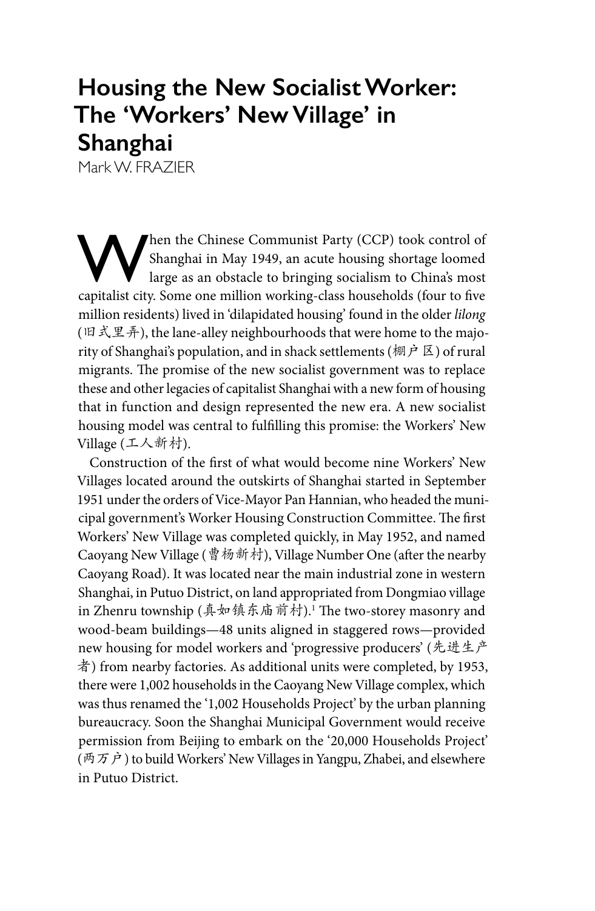# Housing the New Socialist Worker: The 'Workers' New Village' in Shanghai

Mark W. FRAZIER

When the Chinese Communist Party (CCP) took control of Shanghai in May 1949, an acute housing shortage loomed large as an obstacle to bringing socialism to China's most capitalist city. Some one million working-class households (four to five million residents) lived in 'dilapidated housing' found in the older *lilong* (旧式里弄), the lane-alley neighbourhoods that were home to the majority of Shanghai's population, and in shack settlements (棚户区) of rural migrants. The promise of the new socialist government was to replace these and other legacies of capitalist Shanghai with a new form of housing that in function and design represented the new era. A new socialist housing model was central to fulfilling this promise: the Workers' New Village (工人新村).

Construction of the first of what would become nine Workers' New Villages located around the outskirts of Shanghai started in September 1951 under the orders of Vice-Mayor Pan Hannian, who headed the municipal government's Worker Housing Construction Committee. The first Workers' New Village was completed quickly, in May 1952, and named Caoyang New Village (曹杨新村), Village Number One (after the nearby Caoyang Road). It was located near the main industrial zone in western Shanghai, in Putuo District, on land appropriated from Dongmiao village in Zhenru township (真如镇东庙前村).[1] The two-storey masonry and wood-beam buildings—48 units aligned in staggered rows—provided new housing for model workers and 'progressive producers' (先进生产者) from nearby factories. As additional units were completed, by 1953, there were 1,002 households in the Caoyang New Village complex, which was thus renamed the '1,002 Households Project' by the urban planning bureaucracy. Soon the Shanghai Municipal Government would receive permission from Beijing to embark on the '20,000 Households Project' (两万户) to build Workers' New Villages in Yangpu, Zhabei, and elsewhere in Putuo District.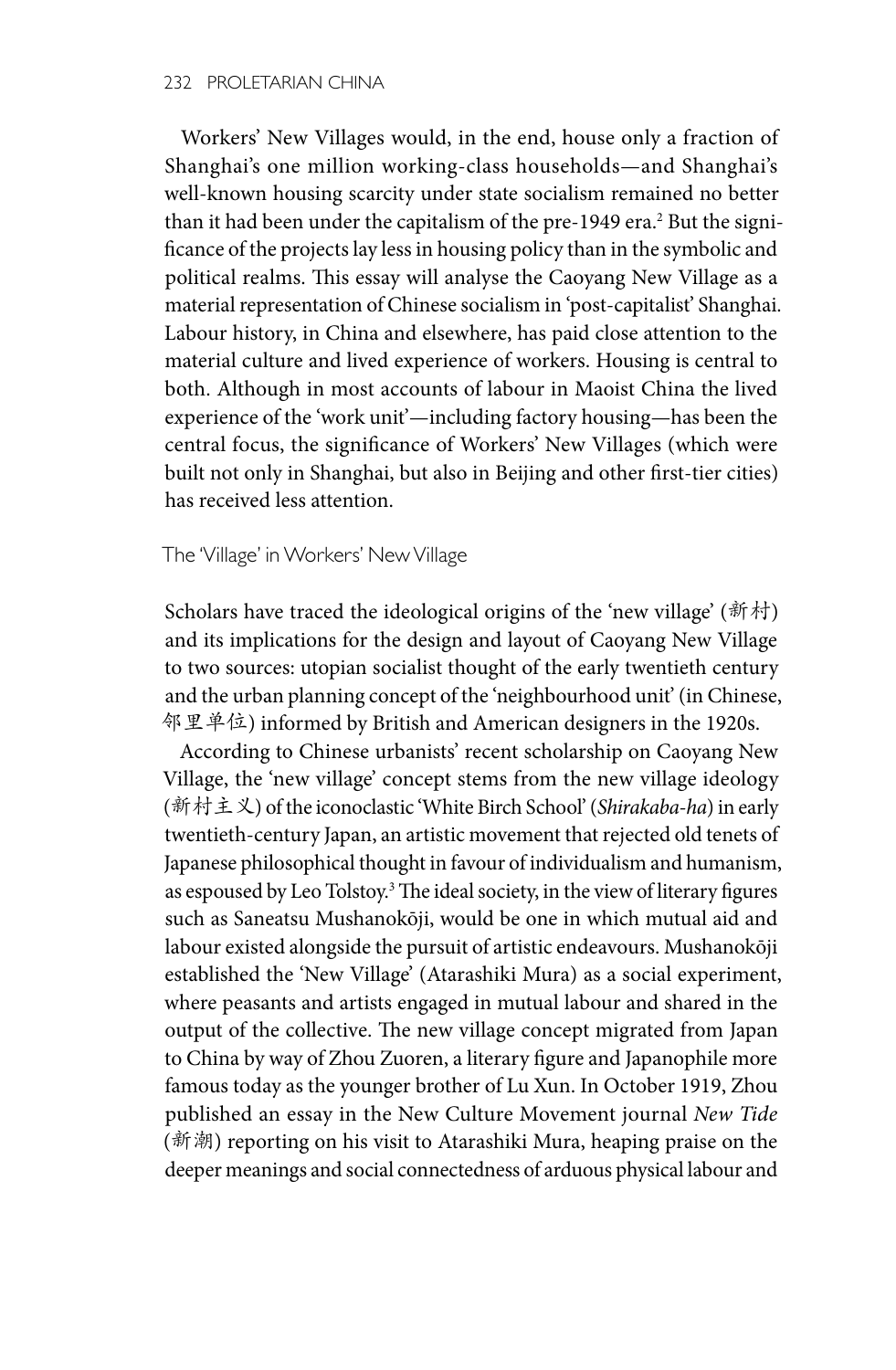Workers' New Villages would, in the end, house only a fraction of Shanghai's one million working-class households—and Shanghai's well-known housing scarcity under state socialism remained no better than it had been under the capitalism of the pre-1949 era.[2] But the significance of the projects lay less in housing policy than in the symbolic and political realms. This essay will analyse the Caoyang New Village as a material representation of Chinese socialism in 'post-capitalist' Shanghai. Labour history, in China and elsewhere, has paid close attention to the material culture and lived experience of workers. Housing is central to both. Although in most accounts of labour in Maoist China the lived experience of the 'work unit'—including factory housing—has been the central focus, the significance of Workers' New Villages (which were built not only in Shanghai, but also in Beijing and other first-tier cities) has received less attention.

## The 'Village' in Workers' New Village

Scholars have traced the ideological origins of the 'new village' (新村) and its implications for the design and layout of Caoyang New Village to two sources: utopian socialist thought of the early twentieth century and the urban planning concept of the 'neighbourhood unit' (in Chinese, 邻里单位) informed by British and American designers in the 1920s.

According to Chinese urbanists' recent scholarship on Caoyang New Village, the 'new village' concept stems from the new village ideology (新村主义) of the iconoclastic 'White Birch School' (*Shirakaba-ha*) in early twentieth-century Japan, an artistic movement that rejected old tenets of Japanese philosophical thought in favour of individualism and humanism, as espoused by Leo Tolstoy.[3] The ideal society, in the view of literary figures such as Saneatsu Mushanokōji, would be one in which mutual aid and labour existed alongside the pursuit of artistic endeavours. Mushanokōji established the 'New Village' (Atarashiki Mura) as a social experiment, where peasants and artists engaged in mutual labour and shared in the output of the collective. The new village concept migrated from Japan to China by way of Zhou Zuoren, a literary figure and Japanophile more famous today as the younger brother of Lu Xun. In October 1919, Zhou published an essay in the New Culture Movement journal *New Tide* (新潮) reporting on his visit to Atarashiki Mura, heaping praise on the deeper meanings and social connectedness of arduous physical labour and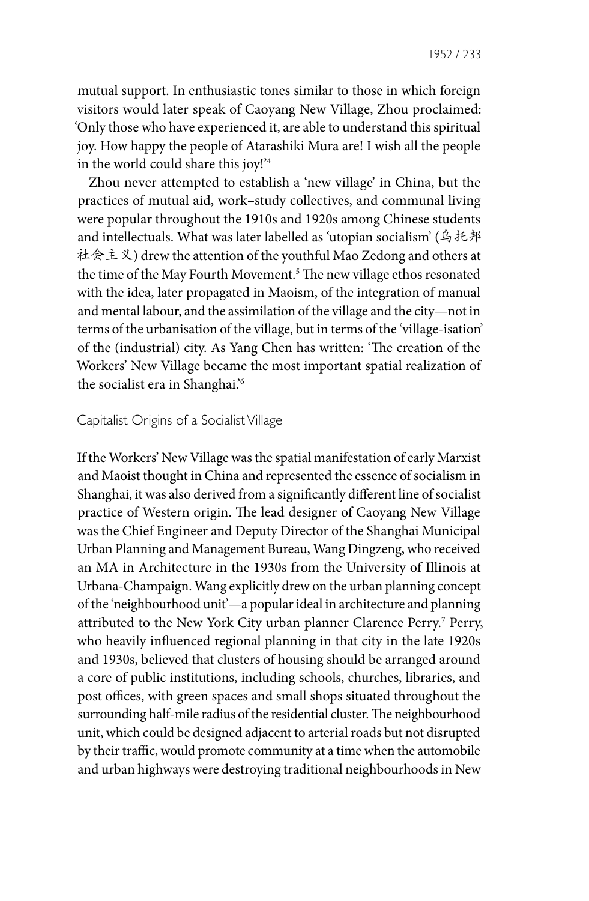mutual support. In enthusiastic tones similar to those in which foreign visitors would later speak of Caoyang New Village, Zhou proclaimed: 'Only those who have experienced it, are able to understand this spiritual joy. How happy the people of Atarashiki Mura are! I wish all the people in the world could share this joy!'[4]

Zhou never attempted to establish a 'new village' in China, but the practices of mutual aid, work–study collectives, and communal living were popular throughout the 1910s and 1920s among Chinese students and intellectuals. What was later labelled as 'utopian socialism' (乌托邦社会主义) drew the attention of the youthful Mao Zedong and others at the time of the May Fourth Movement.[5] The new village ethos resonated with the idea, later propagated in Maoism, of the integration of manual and mental labour, and the assimilation of the village and the city—not in terms of the urbanisation of the village, but in terms of the 'village-isation' of the (industrial) city. As Yang Chen has written: 'The creation of the Workers' New Village became the most important spatial realization of the socialist era in Shanghai.'[6]

## Capitalist Origins of a Socialist Village

If the Workers' New Village was the spatial manifestation of early Marxist and Maoist thought in China and represented the essence of socialism in Shanghai, it was also derived from a significantly different line of socialist practice of Western origin. The lead designer of Caoyang New Village was the Chief Engineer and Deputy Director of the Shanghai Municipal Urban Planning and Management Bureau, Wang Dingzeng, who received an MA in Architecture in the 1930s from the University of Illinois at Urbana-Champaign. Wang explicitly drew on the urban planning concept of the 'neighbourhood unit'—a popular ideal in architecture and planning attributed to the New York City urban planner Clarence Perry.[7] Perry, who heavily influenced regional planning in that city in the late 1920s and 1930s, believed that clusters of housing should be arranged around a core of public institutions, including schools, churches, libraries, and post offices, with green spaces and small shops situated throughout the surrounding half-mile radius of the residential cluster. The neighbourhood unit, which could be designed adjacent to arterial roads but not disrupted by their traffic, would promote community at a time when the automobile and urban highways were destroying traditional neighbourhoods in New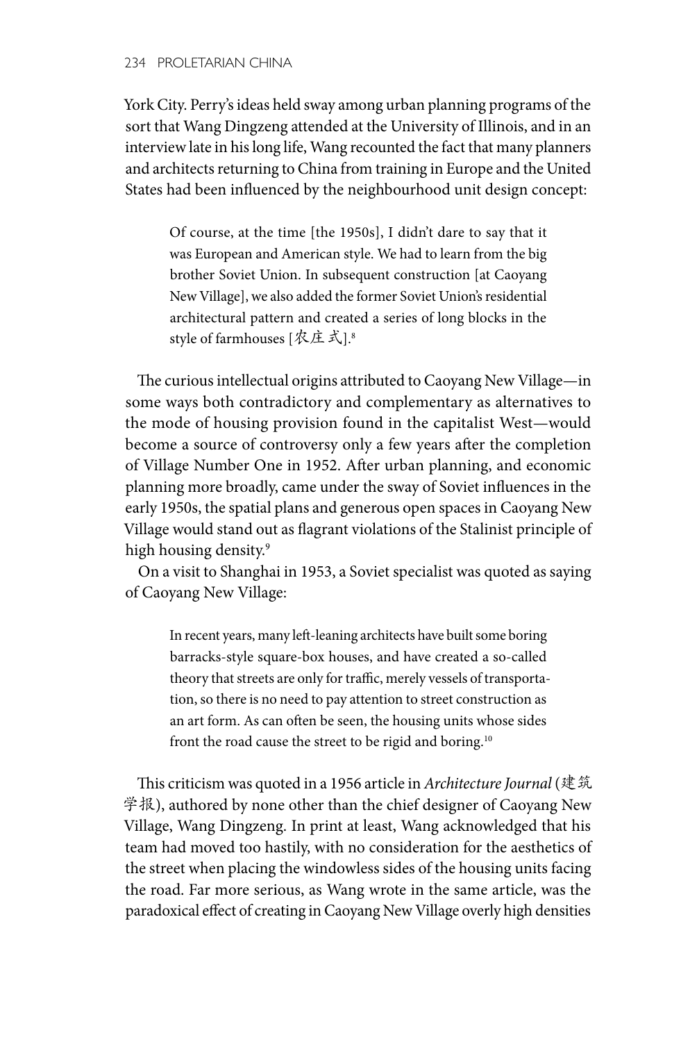York City. Perry's ideas held sway among urban planning programs of the sort that Wang Dingzeng attended at the University of Illinois, and in an interview late in his long life, Wang recounted the fact that many planners and architects returning to China from training in Europe and the United States had been influenced by the neighbourhood unit design concept:

> Of course, at the time [the 1950s], I didn't dare to say that it was European and American style. We had to learn from the big brother Soviet Union. In subsequent construction [at Caoyang New Village], we also added the former Soviet Union's residential architectural pattern and created a series of long blocks in the style of farmhouses [农庄式].[8]

The curious intellectual origins attributed to Caoyang New Village—in some ways both contradictory and complementary as alternatives to the mode of housing provision found in the capitalist West—would become a source of controversy only a few years after the completion of Village Number One in 1952. After urban planning, and economic planning more broadly, came under the sway of Soviet influences in the early 1950s, the spatial plans and generous open spaces in Caoyang New Village would stand out as flagrant violations of the Stalinist principle of high housing density.[9]

On a visit to Shanghai in 1953, a Soviet specialist was quoted as saying of Caoyang New Village:

> In recent years, many left-leaning architects have built some boring barracks-style square-box houses, and have created a so-called theory that streets are only for traffic, merely vessels of transportation, so there is no need to pay attention to street construction as an art form. As can often be seen, the housing units whose sides front the road cause the street to be rigid and boring.[10]

This criticism was quoted in a 1956 article in *Architecture Journal* (建筑学报), authored by none other than the chief designer of Caoyang New Village, Wang Dingzeng. In print at least, Wang acknowledged that his team had moved too hastily, with no consideration for the aesthetics of the street when placing the windowless sides of the housing units facing the road. Far more serious, as Wang wrote in the same article, was the paradoxical effect of creating in Caoyang New Village overly high densities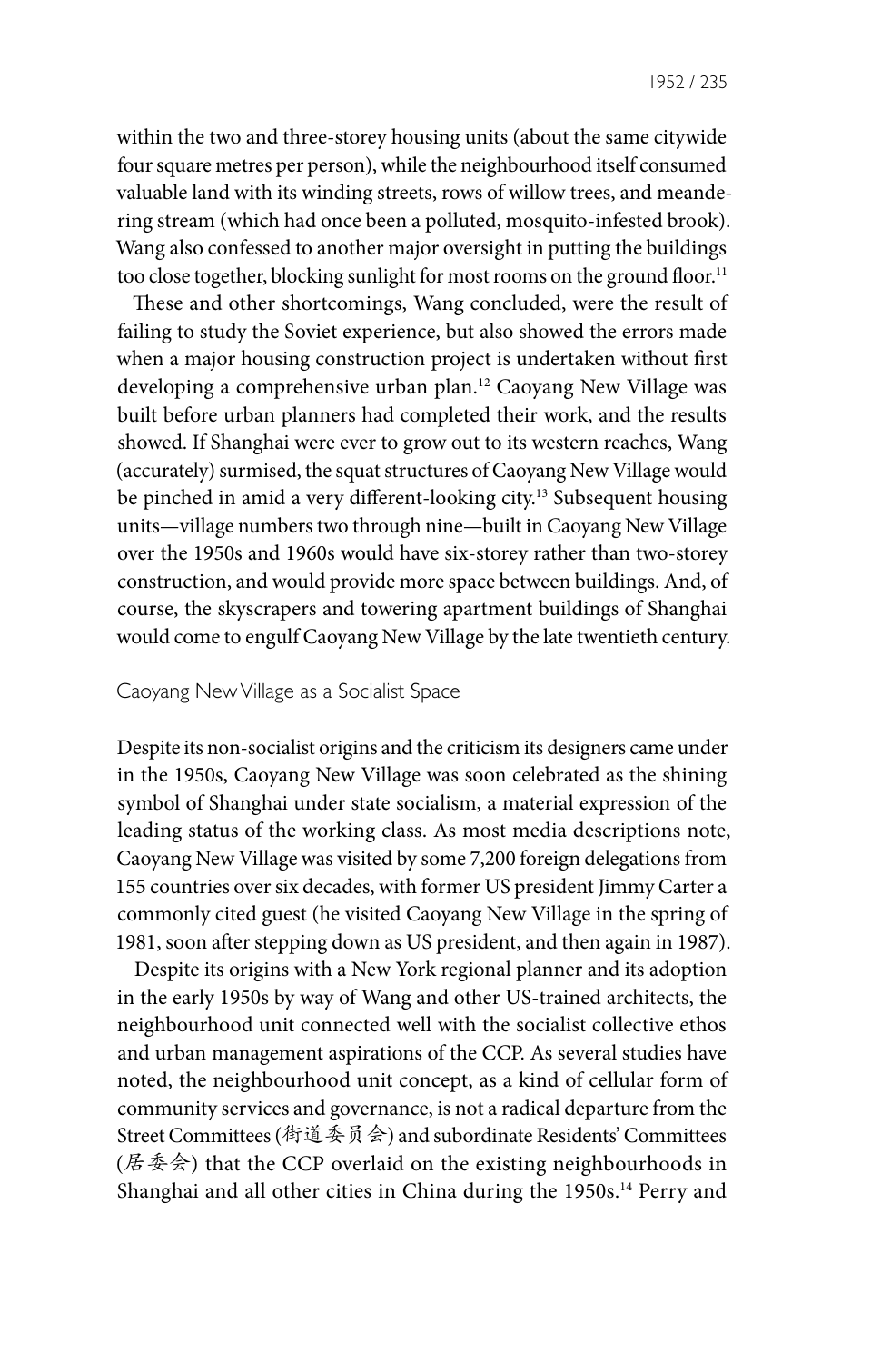within the two and three-storey housing units (about the same citywide four square metres per person), while the neighbourhood itself consumed valuable land with its winding streets, rows of willow trees, and meandering stream (which had once been a polluted, mosquito-infested brook). Wang also confessed to another major oversight in putting the buildings too close together, blocking sunlight for most rooms on the ground floor.[11]

These and other shortcomings, Wang concluded, were the result of failing to study the Soviet experience, but also showed the errors made when a major housing construction project is undertaken without first developing a comprehensive urban plan.[12] Caoyang New Village was built before urban planners had completed their work, and the results showed. If Shanghai were ever to grow out to its western reaches, Wang (accurately) surmised, the squat structures of Caoyang New Village would be pinched in amid a very different-looking city.[13] Subsequent housing units—village numbers two through nine—built in Caoyang New Village over the 1950s and 1960s would have six-storey rather than two-storey construction, and would provide more space between buildings. And, of course, the skyscrapers and towering apartment buildings of Shanghai would come to engulf Caoyang New Village by the late twentieth century.

## Caoyang New Village as a Socialist Space

Despite its non-socialist origins and the criticism its designers came under in the 1950s, Caoyang New Village was soon celebrated as the shining symbol of Shanghai under state socialism, a material expression of the leading status of the working class. As most media descriptions note, Caoyang New Village was visited by some 7,200 foreign delegations from 155 countries over six decades, with former US president Jimmy Carter a commonly cited guest (he visited Caoyang New Village in the spring of 1981, soon after stepping down as US president, and then again in 1987).

Despite its origins with a New York regional planner and its adoption in the early 1950s by way of Wang and other US-trained architects, the neighbourhood unit connected well with the socialist collective ethos and urban management aspirations of the CCP. As several studies have noted, the neighbourhood unit concept, as a kind of cellular form of community services and governance, is not a radical departure from the Street Committees (街道委员会) and subordinate Residents' Committees (居委会) that the CCP overlaid on the existing neighbourhoods in Shanghai and all other cities in China during the 1950s.[14] Perry and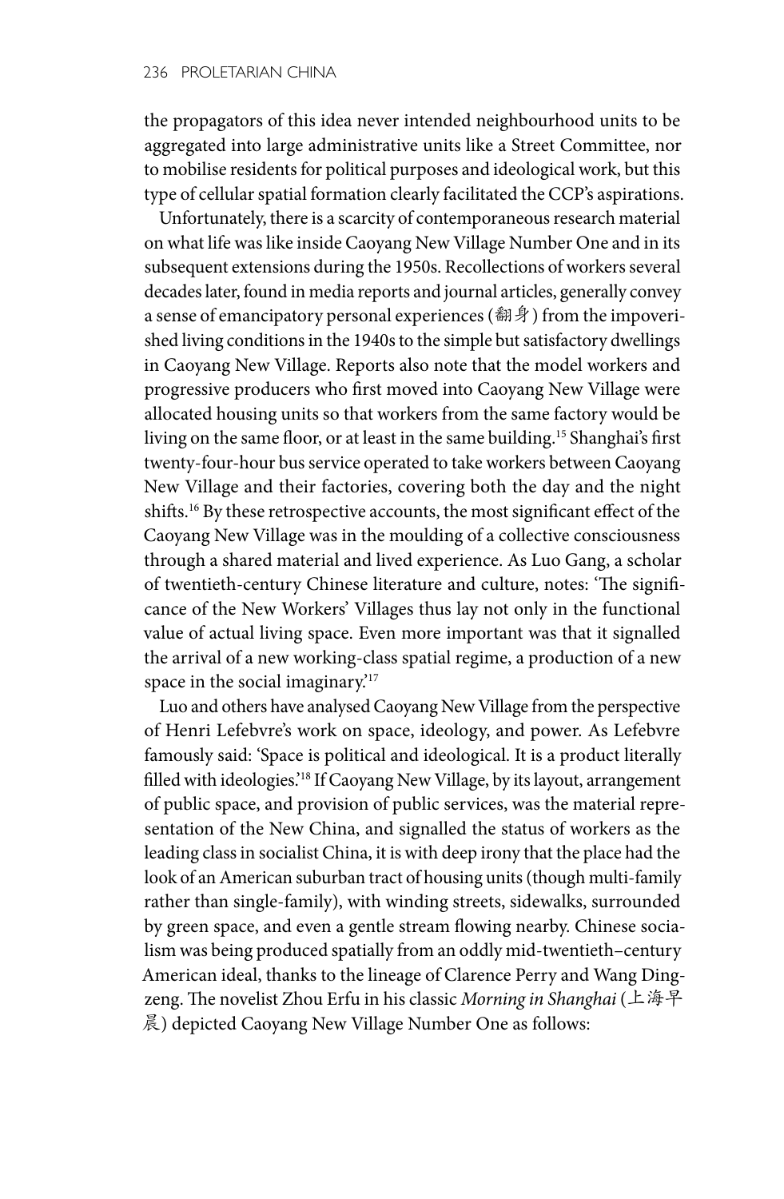the propagators of this idea never intended neighbourhood units to be aggregated into large administrative units like a Street Committee, nor to mobilise residents for political purposes and ideological work, but this type of cellular spatial formation clearly facilitated the CCP's aspirations.

Unfortunately, there is a scarcity of contemporaneous research material on what life was like inside Caoyang New Village Number One and in its subsequent extensions during the 1950s. Recollections of workers several decades later, found in media reports and journal articles, generally convey a sense of emancipatory personal experiences (翻身) from the impoverished living conditions in the 1940s to the simple but satisfactory dwellings in Caoyang New Village. Reports also note that the model workers and progressive producers who first moved into Caoyang New Village were allocated housing units so that workers from the same factory would be living on the same floor, or at least in the same building.[15] Shanghai's first twenty-four-hour bus service operated to take workers between Caoyang New Village and their factories, covering both the day and the night shifts.[16] By these retrospective accounts, the most significant effect of the Caoyang New Village was in the moulding of a collective consciousness through a shared material and lived experience. As Luo Gang, a scholar of twentieth-century Chinese literature and culture, notes: 'The significance of the New Workers' Villages thus lay not only in the functional value of actual living space. Even more important was that it signalled the arrival of a new working-class spatial regime, a production of a new space in the social imaginary.'[17]

Luo and others have analysed Caoyang New Village from the perspective of Henri Lefebvre's work on space, ideology, and power. As Lefebvre famously said: 'Space is political and ideological. It is a product literally filled with ideologies.'[18] If Caoyang New Village, by its layout, arrangement of public space, and provision of public services, was the material representation of the New China, and signalled the status of workers as the leading class in socialist China, it is with deep irony that the place had the look of an American suburban tract of housing units (though multi-family rather than single-family), with winding streets, sidewalks, surrounded by green space, and even a gentle stream flowing nearby. Chinese socialism was being produced spatially from an oddly mid-twentieth–century American ideal, thanks to the lineage of Clarence Perry and Wang Dingzeng. The novelist Zhou Erfu in his classic *Morning in Shanghai* (上海早晨) depicted Caoyang New Village Number One as follows: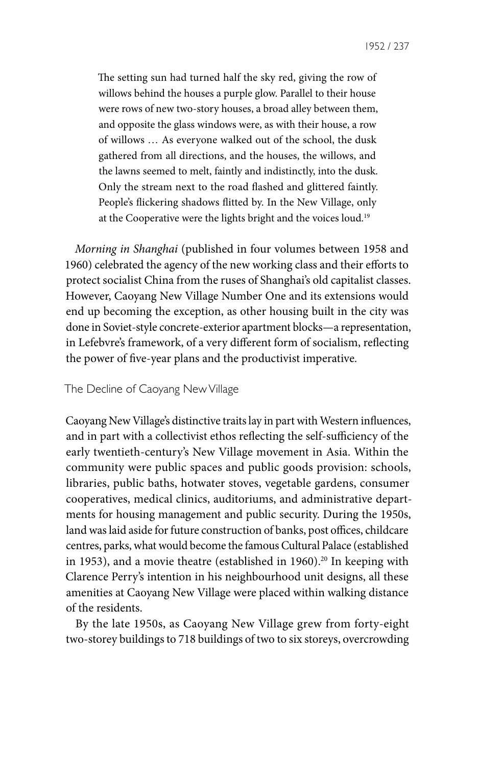> The setting sun had turned half the sky red, giving the row of willows behind the houses a purple glow. Parallel to their house were rows of new two-story houses, a broad alley between them, and opposite the glass windows were, as with their house, a row of willows … As everyone walked out of the school, the dusk gathered from all directions, and the houses, the willows, and the lawns seemed to melt, faintly and indistinctly, into the dusk. Only the stream next to the road flashed and glittered faintly. People's flickering shadows flitted by. In the New Village, only at the Cooperative were the lights bright and the voices loud.[19]

*Morning in Shanghai* (published in four volumes between 1958 and 1960) celebrated the agency of the new working class and their efforts to protect socialist China from the ruses of Shanghai's old capitalist classes. However, Caoyang New Village Number One and its extensions would end up becoming the exception, as other housing built in the city was done in Soviet-style concrete-exterior apartment blocks—a representation, in Lefebvre's framework, of a very different form of socialism, reflecting the power of five-year plans and the productivist imperative.

## The Decline of Caoyang New Village

Caoyang New Village's distinctive traits lay in part with Western influences, and in part with a collectivist ethos reflecting the self-sufficiency of the early twentieth-century's New Village movement in Asia. Within the community were public spaces and public goods provision: schools, libraries, public baths, hotwater stoves, vegetable gardens, consumer cooperatives, medical clinics, auditoriums, and administrative departments for housing management and public security. During the 1950s, land was laid aside for future construction of banks, post offices, childcare centres, parks, what would become the famous Cultural Palace (established in 1953), and a movie theatre (established in 1960).[20] In keeping with Clarence Perry's intention in his neighbourhood unit designs, all these amenities at Caoyang New Village were placed within walking distance of the residents.

By the late 1950s, as Caoyang New Village grew from forty-eight two-storey buildings to 718 buildings of two to six storeys, overcrowding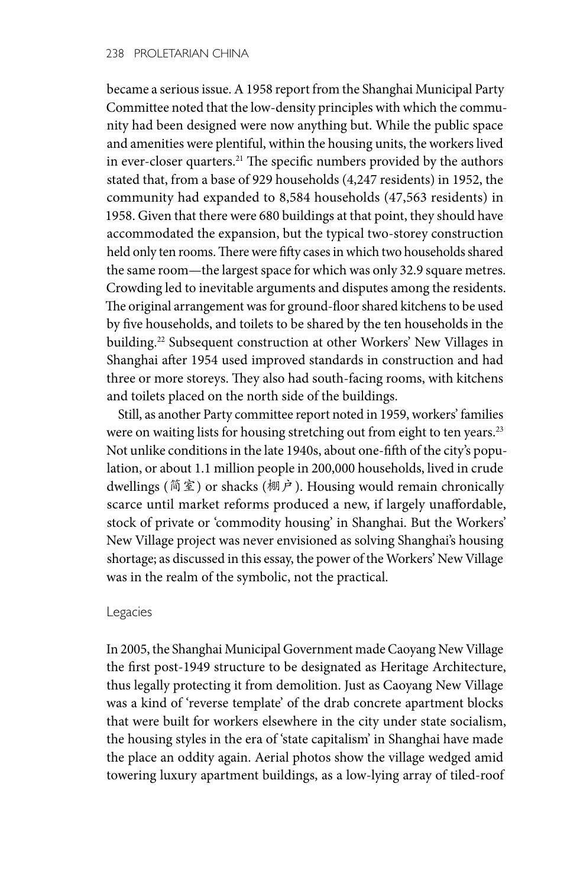became a serious issue. A 1958 report from the Shanghai Municipal Party Committee noted that the low-density principles with which the community had been designed were now anything but. While the public space and amenities were plentiful, within the housing units, the workers lived in ever-closer quarters.[21] The specific numbers provided by the authors stated that, from a base of 929 households (4,247 residents) in 1952, the community had expanded to 8,584 households (47,563 residents) in 1958. Given that there were 680 buildings at that point, they should have accommodated the expansion, but the typical two-storey construction held only ten rooms. There were fifty cases in which two households shared the same room—the largest space for which was only 32.9 square metres. Crowding led to inevitable arguments and disputes among the residents. The original arrangement was for ground-floor shared kitchens to be used by five households, and toilets to be shared by the ten households in the building.[22] Subsequent construction at other Workers' New Villages in Shanghai after 1954 used improved standards in construction and had three or more storeys. They also had south-facing rooms, with kitchens and toilets placed on the north side of the buildings.

Still, as another Party committee report noted in 1959, workers' families were on waiting lists for housing stretching out from eight to ten years.[23] Not unlike conditions in the late 1940s, about one-fifth of the city's population, or about 1.1 million people in 200,000 households, lived in crude dwellings (简室) or shacks (棚户). Housing would remain chronically scarce until market reforms produced a new, if largely unaffordable, stock of private or 'commodity housing' in Shanghai. But the Workers' New Village project was never envisioned as solving Shanghai's housing shortage; as discussed in this essay, the power of the Workers' New Village was in the realm of the symbolic, not the practical.

## Legacies

In 2005, the Shanghai Municipal Government made Caoyang New Village the first post-1949 structure to be designated as Heritage Architecture, thus legally protecting it from demolition. Just as Caoyang New Village was a kind of 'reverse template' of the drab concrete apartment blocks that were built for workers elsewhere in the city under state socialism, the housing styles in the era of 'state capitalism' in Shanghai have made the place an oddity again. Aerial photos show the village wedged amid towering luxury apartment buildings, as a low-lying array of tiled-roof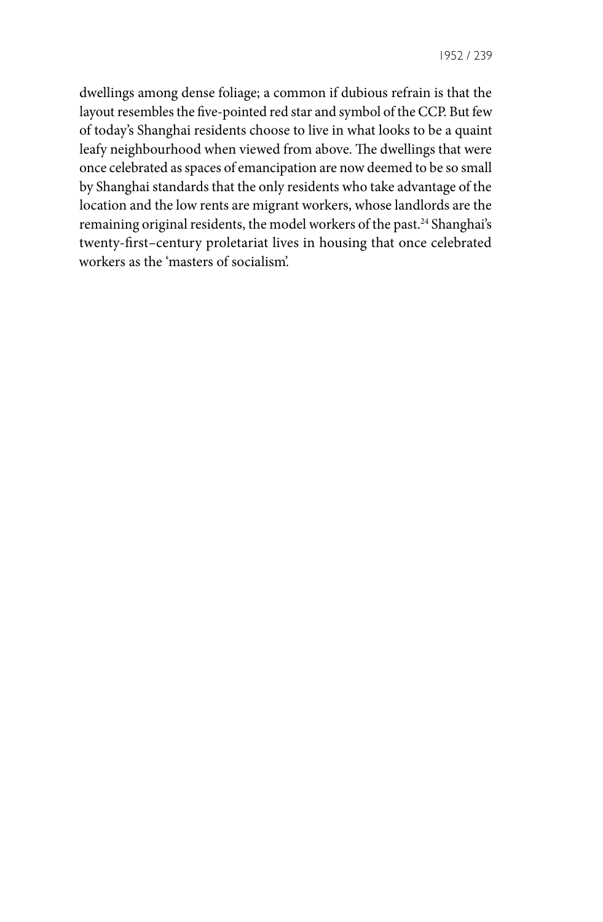dwellings among dense foliage; a common if dubious refrain is that the layout resembles the five-pointed red star and symbol of the CCP. But few of today's Shanghai residents choose to live in what looks to be a quaint leafy neighbourhood when viewed from above. The dwellings that were once celebrated as spaces of emancipation are now deemed to be so small by Shanghai standards that the only residents who take advantage of the location and the low rents are migrant workers, whose landlords are the remaining original residents, the model workers of the past.[24] Shanghai's twenty-first–century proletariat lives in housing that once celebrated workers as the 'masters of socialism'.